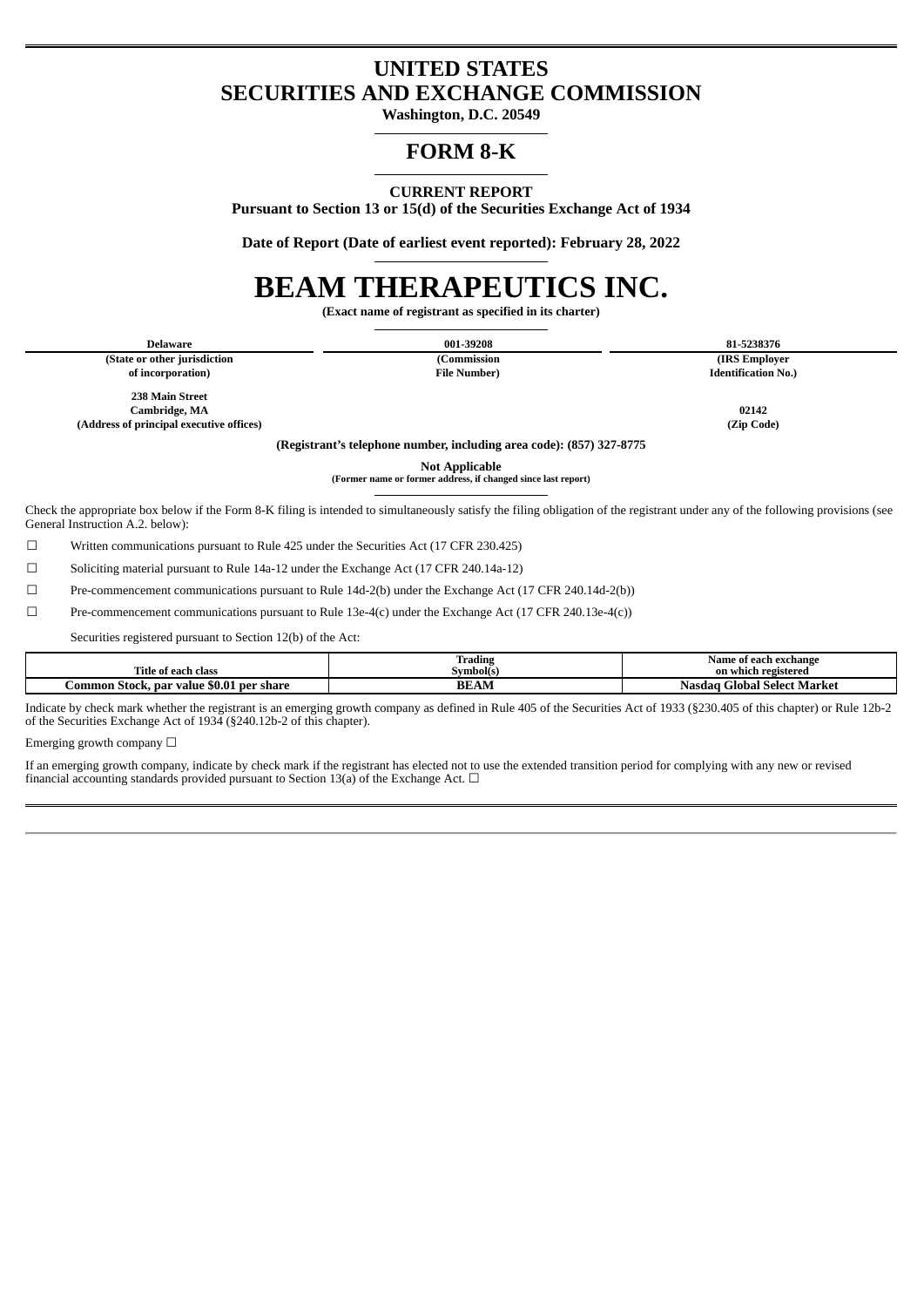# UNITED STATES
# SECURITIES AND EXCHANGE COMMISSION

**Washington, D.C. 20549**

## FORM 8-K

**CURRENT REPORT**
**Pursuant to Section 13 or 15(d) of the Securities Exchange Act of 1934**

**Date of Report (Date of earliest event reported): February 28, 2022**

# BEAM THERAPEUTICS INC.

**(Exact name of registrant as specified in its charter)**

| Delaware | 001-39208 | 81-5238376 |
|---|---|---|
| (State or other jurisdiction of incorporation) | (Commission File Number) | (IRS Employer Identification No.) |

| 238 Main Street Cambridge, MA | 02142 |
|---|---|
| (Address of principal executive offices) | (Zip Code) |

**(Registrant's telephone number, including area code): (857) 327-8775**

**Not Applicable**
**(Former name or former address, if changed since last report)**

Check the appropriate box below if the Form 8-K filing is intended to simultaneously satisfy the filing obligation of the registrant under any of the following provisions (see General Instruction A.2. below):

☐ Written communications pursuant to Rule 425 under the Securities Act (17 CFR 230.425)

☐ Soliciting material pursuant to Rule 14a-12 under the Exchange Act (17 CFR 240.14a-12)

☐ Pre-commencement communications pursuant to Rule 14d-2(b) under the Exchange Act (17 CFR 240.14d-2(b))

☐ Pre-commencement communications pursuant to Rule 13e-4(c) under the Exchange Act (17 CFR 240.13e-4(c))

Securities registered pursuant to Section 12(b) of the Act:

| Title of each class | Trading Symbol(s) | Name of each exchange on which registered |
|---|---|---|
| Common Stock, par value $0.01 per share | BEAM | Nasdaq Global Select Market |

Indicate by check mark whether the registrant is an emerging growth company as defined in Rule 405 of the Securities Act of 1933 (§230.405 of this chapter) or Rule 12b-2 of the Securities Exchange Act of 1934 (§240.12b-2 of this chapter).

Emerging growth company ☐

If an emerging growth company, indicate by check mark if the registrant has elected not to use the extended transition period for complying with any new or revised financial accounting standards provided pursuant to Section 13(a) of the Exchange Act. ☐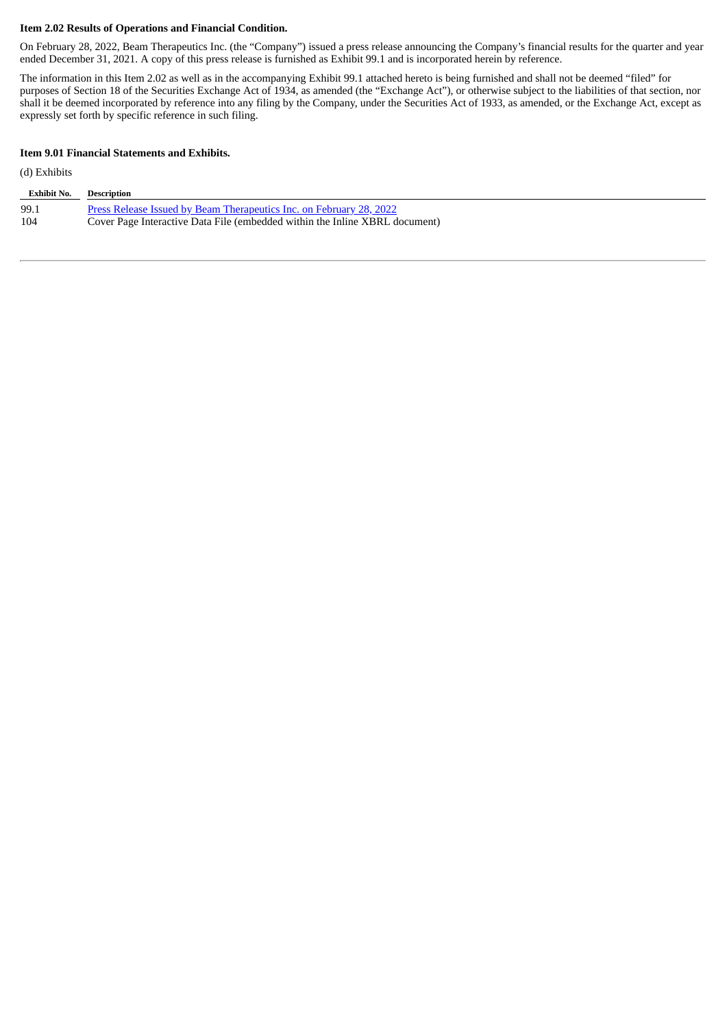**Item 2.02 Results of Operations and Financial Condition.**

On February 28, 2022, Beam Therapeutics Inc. (the "Company") issued a press release announcing the Company's financial results for the quarter and year ended December 31, 2021. A copy of this press release is furnished as Exhibit 99.1 and is incorporated herein by reference.

The information in this Item 2.02 as well as in the accompanying Exhibit 99.1 attached hereto is being furnished and shall not be deemed "filed" for purposes of Section 18 of the Securities Exchange Act of 1934, as amended (the "Exchange Act"), or otherwise subject to the liabilities of that section, nor shall it be deemed incorporated by reference into any filing by the Company, under the Securities Act of 1933, as amended, or the Exchange Act, except as expressly set forth by specific reference in such filing.

**Item 9.01 Financial Statements and Exhibits.**

(d) Exhibits

| Exhibit No. | Description |
|---|---|
| 99.1 | Press Release Issued by Beam Therapeutics Inc. on February 28, 2022 |
| 104 | Cover Page Interactive Data File (embedded within the Inline XBRL document) |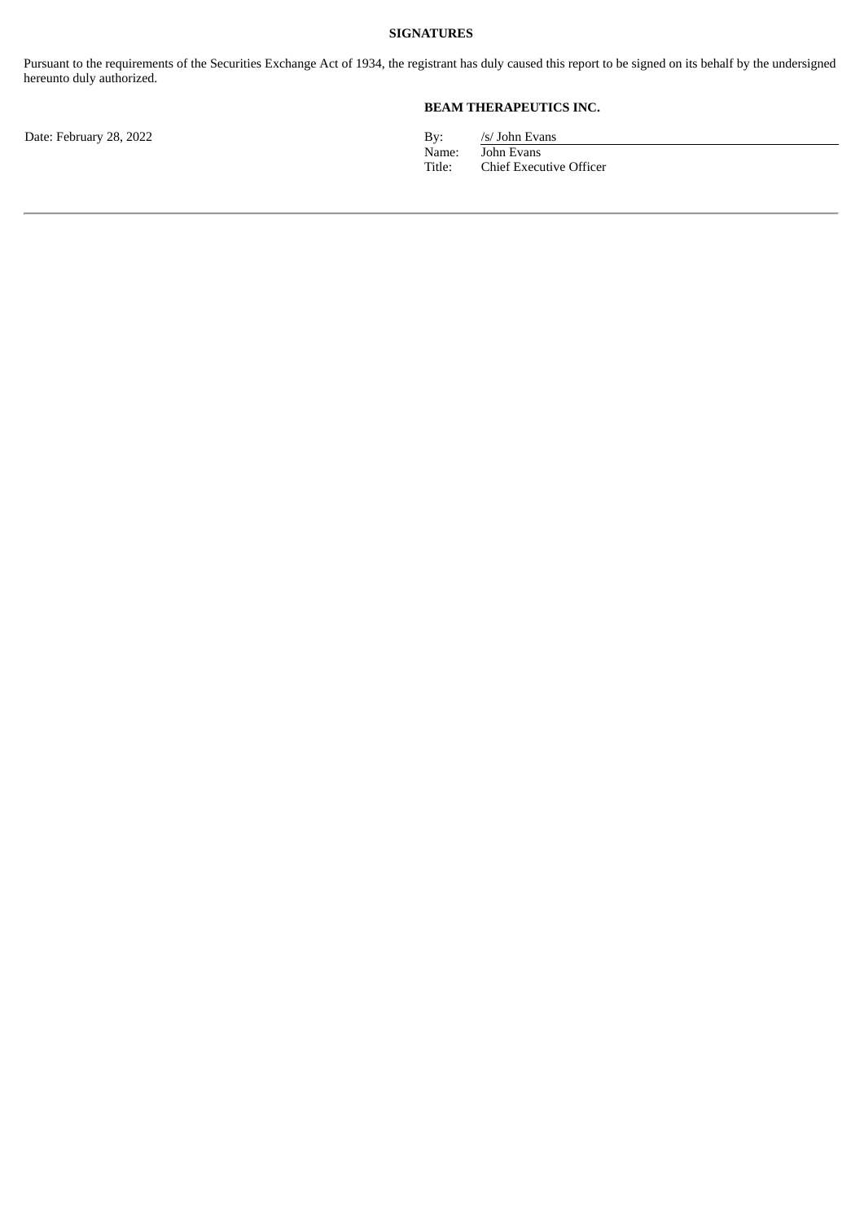**SIGNATURES**

Pursuant to the requirements of the Securities Exchange Act of 1934, the registrant has duly caused this report to be signed on its behalf by the undersigned hereunto duly authorized.

**BEAM THERAPEUTICS INC.**

Date: February 28, 2022

By: /s/ John Evans
Name: John Evans
Title: Chief Executive Officer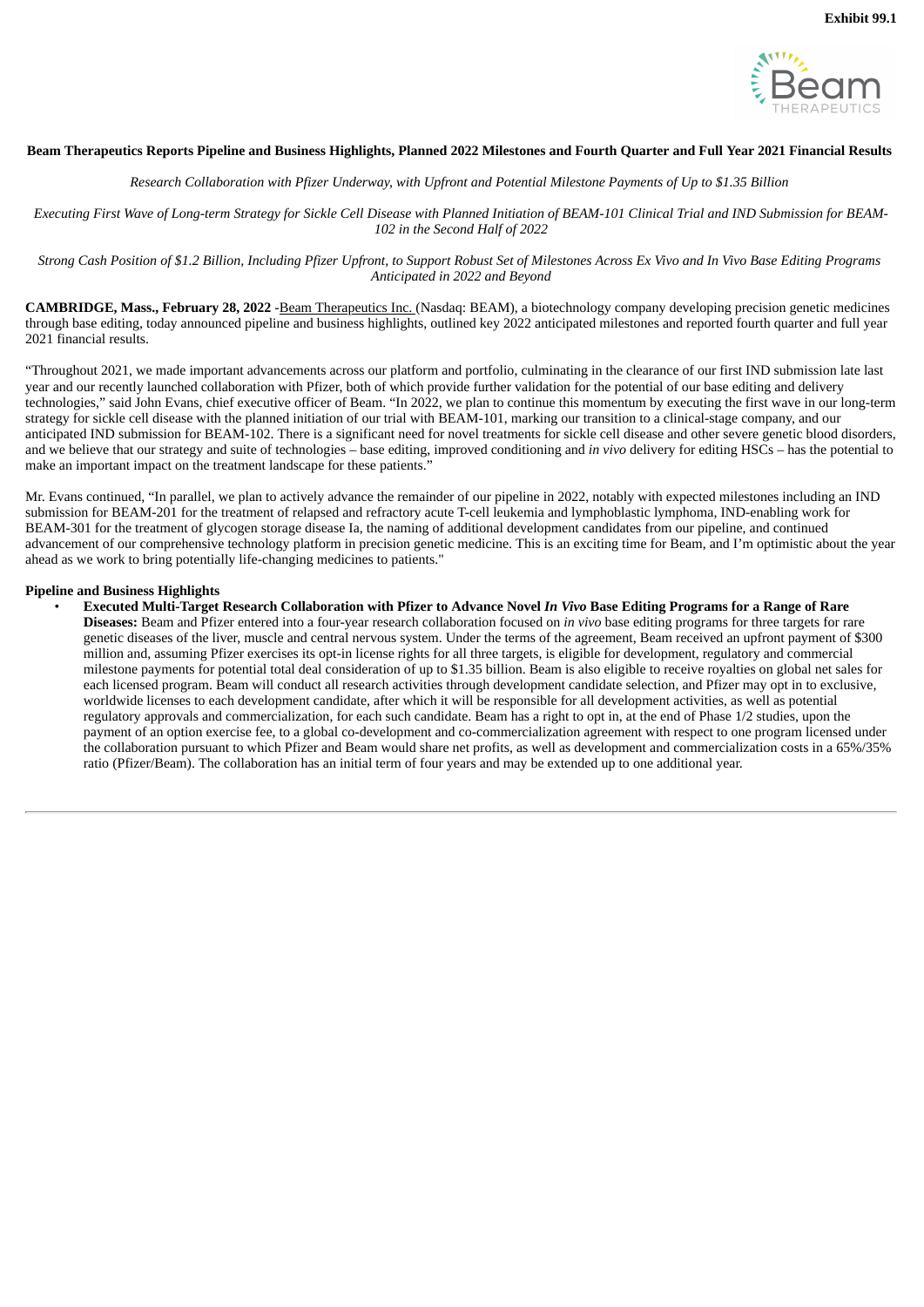Exhibit 99.1

**Beam Therapeutics Reports Pipeline and Business Highlights, Planned 2022 Milestones and Fourth Quarter and Full Year 2021 Financial Results**

*Research Collaboration with Pfizer Underway, with Upfront and Potential Milestone Payments of Up to $1.35 Billion*

*Executing First Wave of Long-term Strategy for Sickle Cell Disease with Planned Initiation of BEAM-101 Clinical Trial and IND Submission for BEAM-102 in the Second Half of 2022*

*Strong Cash Position of $1.2 Billion, Including Pfizer Upfront, to Support Robust Set of Milestones Across Ex Vivo and In Vivo Base Editing Programs Anticipated in 2022 and Beyond*

**CAMBRIDGE, Mass., February 28, 2022** -Beam Therapeutics Inc. (Nasdaq: BEAM), a biotechnology company developing precision genetic medicines through base editing, today announced pipeline and business highlights, outlined key 2022 anticipated milestones and reported fourth quarter and full year 2021 financial results.

"Throughout 2021, we made important advancements across our platform and portfolio, culminating in the clearance of our first IND submission late last year and our recently launched collaboration with Pfizer, both of which provide further validation for the potential of our base editing and delivery technologies," said John Evans, chief executive officer of Beam. "In 2022, we plan to continue this momentum by executing the first wave in our long-term strategy for sickle cell disease with the planned initiation of our trial with BEAM-101, marking our transition to a clinical-stage company, and our anticipated IND submission for BEAM-102. There is a significant need for novel treatments for sickle cell disease and other severe genetic blood disorders, and we believe that our strategy and suite of technologies – base editing, improved conditioning and *in vivo* delivery for editing HSCs – has the potential to make an important impact on the treatment landscape for these patients."

Mr. Evans continued, "In parallel, we plan to actively advance the remainder of our pipeline in 2022, notably with expected milestones including an IND submission for BEAM-201 for the treatment of relapsed and refractory acute T-cell leukemia and lymphoblastic lymphoma, IND-enabling work for BEAM-301 for the treatment of glycogen storage disease Ia, the naming of additional development candidates from our pipeline, and continued advancement of our comprehensive technology platform in precision genetic medicine. This is an exciting time for Beam, and I'm optimistic about the year ahead as we work to bring potentially life-changing medicines to patients."

**Pipeline and Business Highlights**

- **Executed Multi-Target Research Collaboration with Pfizer to Advance Novel *In Vivo* Base Editing Programs for a Range of Rare Diseases:** Beam and Pfizer entered into a four-year research collaboration focused on *in vivo* base editing programs for three targets for rare genetic diseases of the liver, muscle and central nervous system. Under the terms of the agreement, Beam received an upfront payment of $300 million and, assuming Pfizer exercises its opt-in license rights for all three targets, is eligible for development, regulatory and commercial milestone payments for potential total deal consideration of up to $1.35 billion. Beam is also eligible to receive royalties on global net sales for each licensed program. Beam will conduct all research activities through development candidate selection, and Pfizer may opt in to exclusive, worldwide licenses to each development candidate, after which it will be responsible for all development activities, as well as potential regulatory approvals and commercialization, for each such candidate. Beam has a right to opt in, at the end of Phase 1/2 studies, upon the payment of an option exercise fee, to a global co-development and co-commercialization agreement with respect to one program licensed under the collaboration pursuant to which Pfizer and Beam would share net profits, as well as development and commercialization costs in a 65%/35% ratio (Pfizer/Beam). The collaboration has an initial term of four years and may be extended up to one additional year.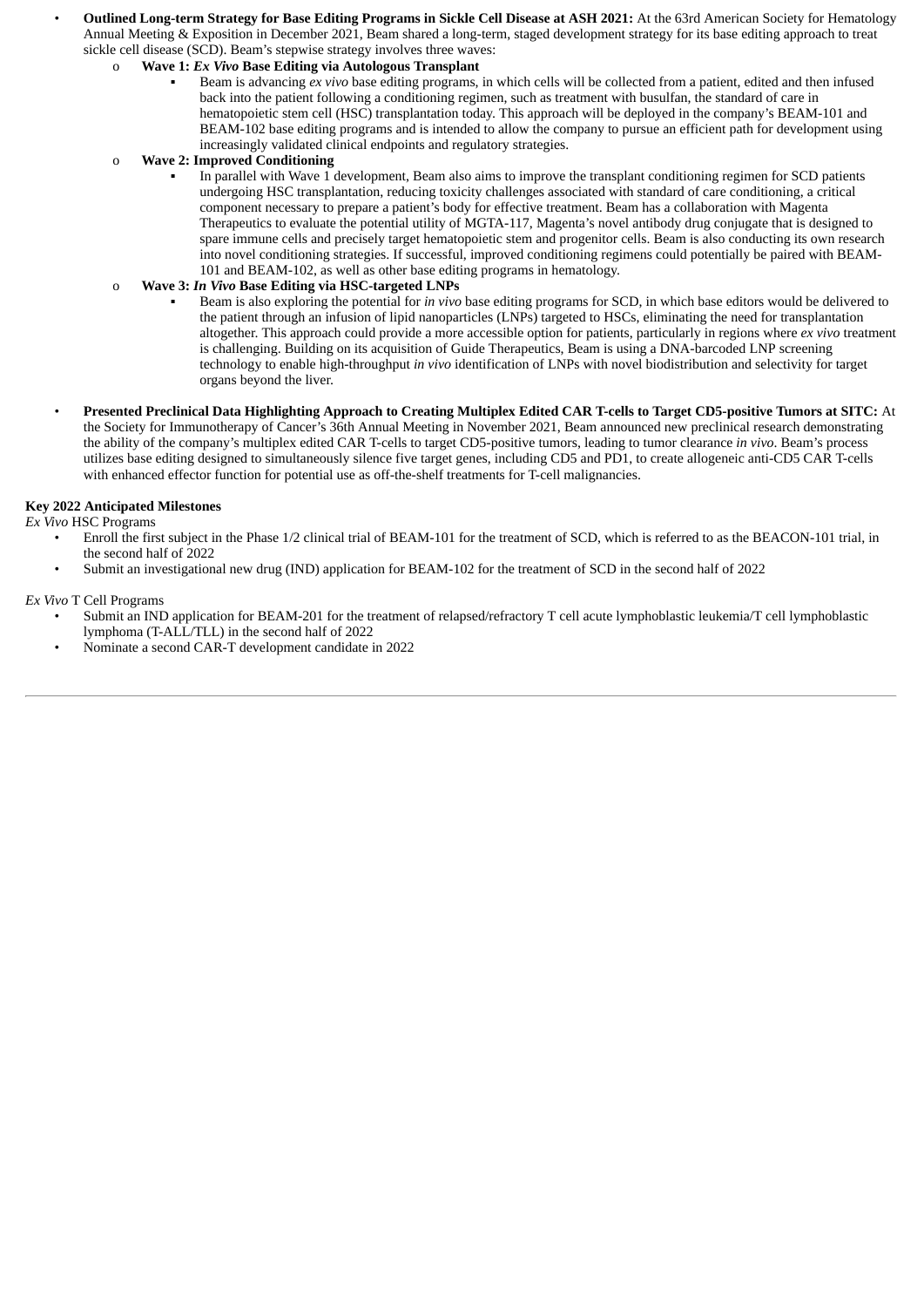- **Outlined Long-term Strategy for Base Editing Programs in Sickle Cell Disease at ASH 2021:** At the 63rd American Society for Hematology Annual Meeting & Exposition in December 2021, Beam shared a long-term, staged development strategy for its base editing approach to treat sickle cell disease (SCD). Beam's stepwise strategy involves three waves:
  - **Wave 1: *Ex Vivo* Base Editing via Autologous Transplant**
    - Beam is advancing *ex vivo* base editing programs, in which cells will be collected from a patient, edited and then infused back into the patient following a conditioning regimen, such as treatment with busulfan, the standard of care in hematopoietic stem cell (HSC) transplantation today. This approach will be deployed in the company's BEAM-101 and BEAM-102 base editing programs and is intended to allow the company to pursue an efficient path for development using increasingly validated clinical endpoints and regulatory strategies.
  - **Wave 2: Improved Conditioning**
    - In parallel with Wave 1 development, Beam also aims to improve the transplant conditioning regimen for SCD patients undergoing HSC transplantation, reducing toxicity challenges associated with standard of care conditioning, a critical component necessary to prepare a patient's body for effective treatment. Beam has a collaboration with Magenta Therapeutics to evaluate the potential utility of MGTA-117, Magenta's novel antibody drug conjugate that is designed to spare immune cells and precisely target hematopoietic stem and progenitor cells. Beam is also conducting its own research into novel conditioning strategies. If successful, improved conditioning regimens could potentially be paired with BEAM-101 and BEAM-102, as well as other base editing programs in hematology.
  - **Wave 3: *In Vivo* Base Editing via HSC-targeted LNPs**
    - Beam is also exploring the potential for *in vivo* base editing programs for SCD, in which base editors would be delivered to the patient through an infusion of lipid nanoparticles (LNPs) targeted to HSCs, eliminating the need for transplantation altogether. This approach could provide a more accessible option for patients, particularly in regions where *ex vivo* treatment is challenging. Building on its acquisition of Guide Therapeutics, Beam is using a DNA-barcoded LNP screening technology to enable high-throughput *in vivo* identification of LNPs with novel biodistribution and selectivity for target organs beyond the liver.

- **Presented Preclinical Data Highlighting Approach to Creating Multiplex Edited CAR T-cells to Target CD5-positive Tumors at SITC:** At the Society for Immunotherapy of Cancer's 36th Annual Meeting in November 2021, Beam announced new preclinical research demonstrating the ability of the company's multiplex edited CAR T-cells to target CD5-positive tumors, leading to tumor clearance *in vivo*. Beam's process utilizes base editing designed to simultaneously silence five target genes, including CD5 and PD1, to create allogeneic anti-CD5 CAR T-cells with enhanced effector function for potential use as off-the-shelf treatments for T-cell malignancies.

**Key 2022 Anticipated Milestones**

*Ex Vivo* HSC Programs

- Enroll the first subject in the Phase 1/2 clinical trial of BEAM-101 for the treatment of SCD, which is referred to as the BEACON-101 trial, in the second half of 2022
- Submit an investigational new drug (IND) application for BEAM-102 for the treatment of SCD in the second half of 2022

*Ex Vivo* T Cell Programs

- Submit an IND application for BEAM-201 for the treatment of relapsed/refractory T cell acute lymphoblastic leukemia/T cell lymphoblastic lymphoma (T-ALL/TLL) in the second half of 2022
- Nominate a second CAR-T development candidate in 2022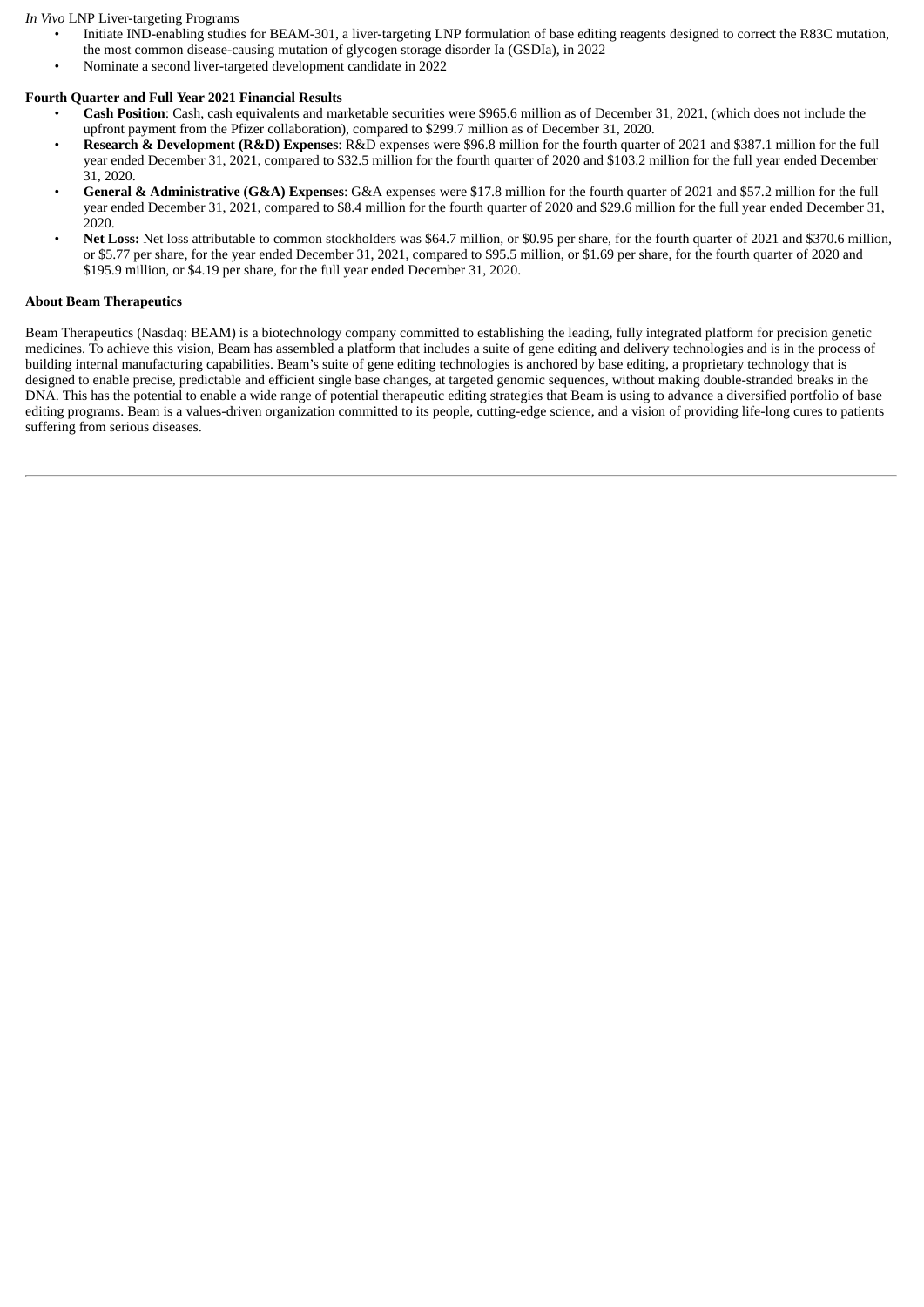*In Vivo* LNP Liver-targeting Programs

- Initiate IND-enabling studies for BEAM-301, a liver-targeting LNP formulation of base editing reagents designed to correct the R83C mutation, the most common disease-causing mutation of glycogen storage disorder Ia (GSDIa), in 2022
- Nominate a second liver-targeted development candidate in 2022

**Fourth Quarter and Full Year 2021 Financial Results**

- **Cash Position**: Cash, cash equivalents and marketable securities were $965.6 million as of December 31, 2021, (which does not include the upfront payment from the Pfizer collaboration), compared to $299.7 million as of December 31, 2020.
- **Research & Development (R&D) Expenses**: R&D expenses were $96.8 million for the fourth quarter of 2021 and $387.1 million for the full year ended December 31, 2021, compared to $32.5 million for the fourth quarter of 2020 and $103.2 million for the full year ended December 31, 2020.
- **General & Administrative (G&A) Expenses**: G&A expenses were $17.8 million for the fourth quarter of 2021 and $57.2 million for the full year ended December 31, 2021, compared to $8.4 million for the fourth quarter of 2020 and $29.6 million for the full year ended December 31, 2020.
- **Net Loss:** Net loss attributable to common stockholders was $64.7 million, or $0.95 per share, for the fourth quarter of 2021 and $370.6 million, or $5.77 per share, for the year ended December 31, 2021, compared to $95.5 million, or $1.69 per share, for the fourth quarter of 2020 and $195.9 million, or $4.19 per share, for the full year ended December 31, 2020.

**About Beam Therapeutics**

Beam Therapeutics (Nasdaq: BEAM) is a biotechnology company committed to establishing the leading, fully integrated platform for precision genetic medicines. To achieve this vision, Beam has assembled a platform that includes a suite of gene editing and delivery technologies and is in the process of building internal manufacturing capabilities. Beam's suite of gene editing technologies is anchored by base editing, a proprietary technology that is designed to enable precise, predictable and efficient single base changes, at targeted genomic sequences, without making double-stranded breaks in the DNA. This has the potential to enable a wide range of potential therapeutic editing strategies that Beam is using to advance a diversified portfolio of base editing programs. Beam is a values-driven organization committed to its people, cutting-edge science, and a vision of providing life-long cures to patients suffering from serious diseases.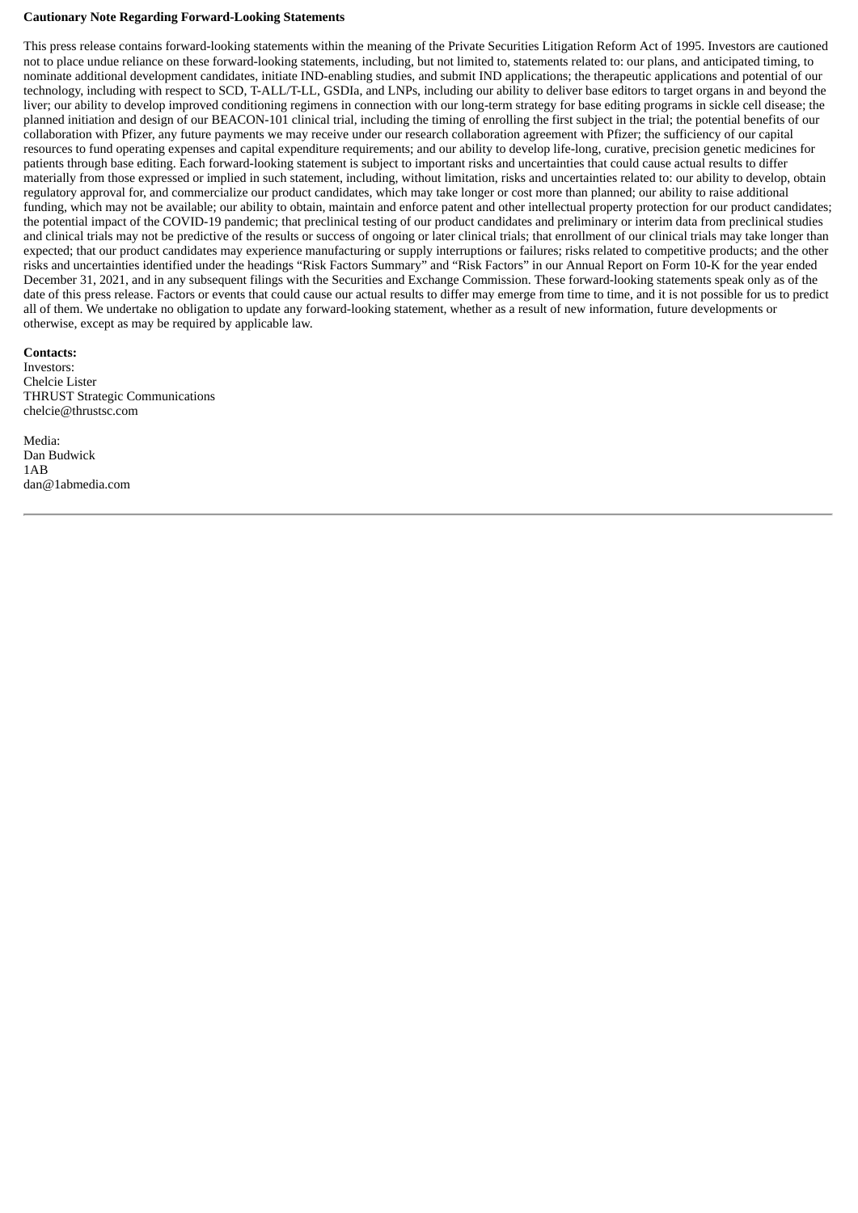**Cautionary Note Regarding Forward-Looking Statements**

This press release contains forward-looking statements within the meaning of the Private Securities Litigation Reform Act of 1995. Investors are cautioned not to place undue reliance on these forward-looking statements, including, but not limited to, statements related to: our plans, and anticipated timing, to nominate additional development candidates, initiate IND-enabling studies, and submit IND applications; the therapeutic applications and potential of our technology, including with respect to SCD, T-ALL/T-LL, GSDIa, and LNPs, including our ability to deliver base editors to target organs in and beyond the liver; our ability to develop improved conditioning regimens in connection with our long-term strategy for base editing programs in sickle cell disease; the planned initiation and design of our BEACON-101 clinical trial, including the timing of enrolling the first subject in the trial; the potential benefits of our collaboration with Pfizer, any future payments we may receive under our research collaboration agreement with Pfizer; the sufficiency of our capital resources to fund operating expenses and capital expenditure requirements; and our ability to develop life-long, curative, precision genetic medicines for patients through base editing. Each forward-looking statement is subject to important risks and uncertainties that could cause actual results to differ materially from those expressed or implied in such statement, including, without limitation, risks and uncertainties related to: our ability to develop, obtain regulatory approval for, and commercialize our product candidates, which may take longer or cost more than planned; our ability to raise additional funding, which may not be available; our ability to obtain, maintain and enforce patent and other intellectual property protection for our product candidates; the potential impact of the COVID-19 pandemic; that preclinical testing of our product candidates and preliminary or interim data from preclinical studies and clinical trials may not be predictive of the results or success of ongoing or later clinical trials; that enrollment of our clinical trials may take longer than expected; that our product candidates may experience manufacturing or supply interruptions or failures; risks related to competitive products; and the other risks and uncertainties identified under the headings "Risk Factors Summary" and "Risk Factors" in our Annual Report on Form 10-K for the year ended December 31, 2021, and in any subsequent filings with the Securities and Exchange Commission. These forward-looking statements speak only as of the date of this press release. Factors or events that could cause our actual results to differ may emerge from time to time, and it is not possible for us to predict all of them. We undertake no obligation to update any forward-looking statement, whether as a result of new information, future developments or otherwise, except as may be required by applicable law.

**Contacts:**
Investors:
Chelcie Lister
THRUST Strategic Communications
chelcie@thrustsc.com

Media:
Dan Budwick
1AB
dan@1abmedia.com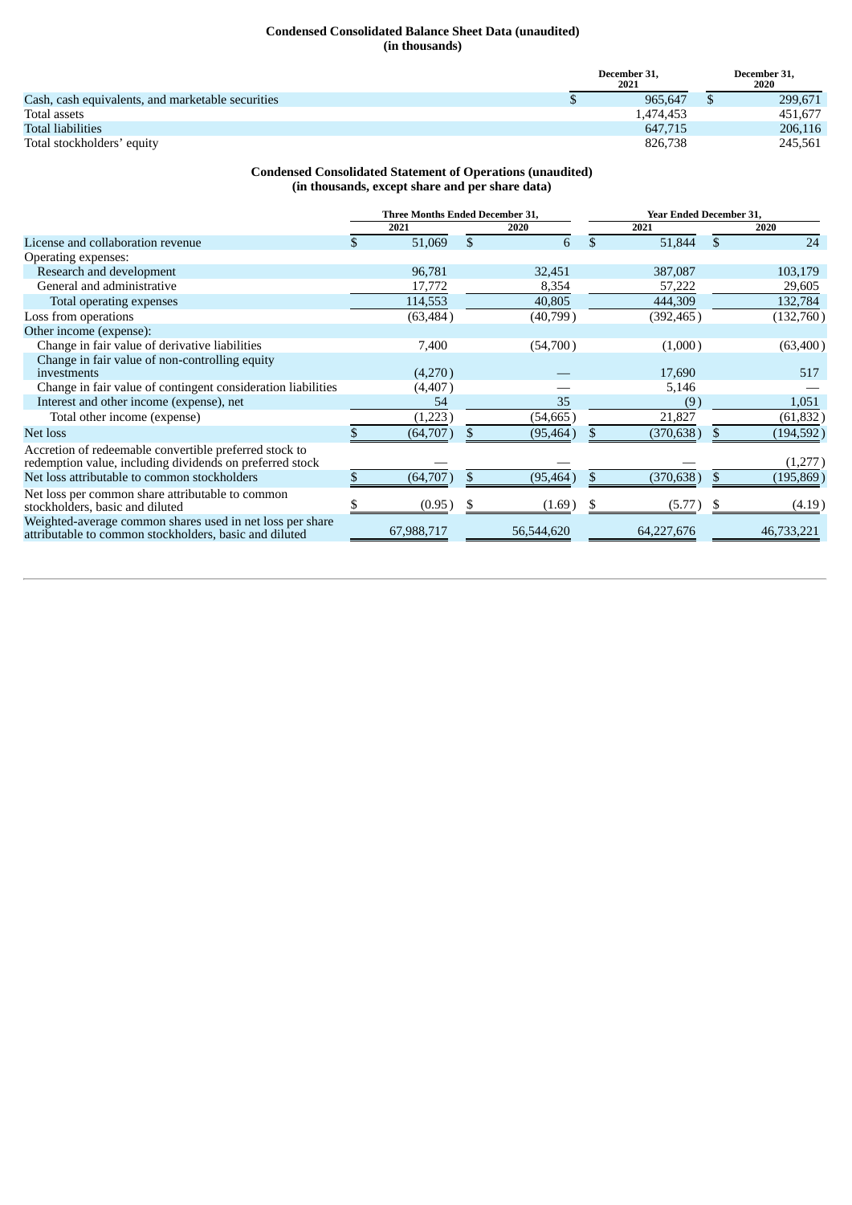**Condensed Consolidated Balance Sheet Data (unaudited)**
**(in thousands)**

| | December 31, 2021 | December 31, 2020 |
|---|---|---|
| Cash, cash equivalents, and marketable securities | $ 965,647 | $ 299,671 |
| Total assets | 1,474,453 | 451,677 |
| Total liabilities | 647,715 | 206,116 |
| Total stockholders' equity | 826,738 | 245,561 |

**Condensed Consolidated Statement of Operations (unaudited)**
**(in thousands, except share and per share data)**

| | Three Months Ended December 31, | | Year Ended December 31, | |
|---|---|---|---|---|
| | 2021 | 2020 | 2021 | 2020 |
| License and collaboration revenue | $ 51,069 | $ 6 | $ 51,844 | $ 24 |
| Operating expenses: | | | | |
| Research and development | 96,781 | 32,451 | 387,087 | 103,179 |
| General and administrative | 17,772 | 8,354 | 57,222 | 29,605 |
| Total operating expenses | 114,553 | 40,805 | 444,309 | 132,784 |
| Loss from operations | (63,484) | (40,799) | (392,465) | (132,760) |
| Other income (expense): | | | | |
| Change in fair value of derivative liabilities | 7,400 | (54,700) | (1,000) | (63,400) |
| Change in fair value of non-controlling equity investments | (4,270) | — | 17,690 | 517 |
| Change in fair value of contingent consideration liabilities | (4,407) | — | 5,146 | — |
| Interest and other income (expense), net | 54 | 35 | (9) | 1,051 |
| Total other income (expense) | (1,223) | (54,665) | 21,827 | (61,832) |
| Net loss | $ (64,707) | $ (95,464) | $ (370,638) | $ (194,592) |
| Accretion of redeemable convertible preferred stock to redemption value, including dividends on preferred stock | — | — | — | (1,277) |
| Net loss attributable to common stockholders | $ (64,707) | $ (95,464) | $ (370,638) | $ (195,869) |
| Net loss per common share attributable to common stockholders, basic and diluted | $ (0.95) | $ (1.69) | $ (5.77) | $ (4.19) |
| Weighted-average common shares used in net loss per share attributable to common stockholders, basic and diluted | 67,988,717 | 56,544,620 | 64,227,676 | 46,733,221 |